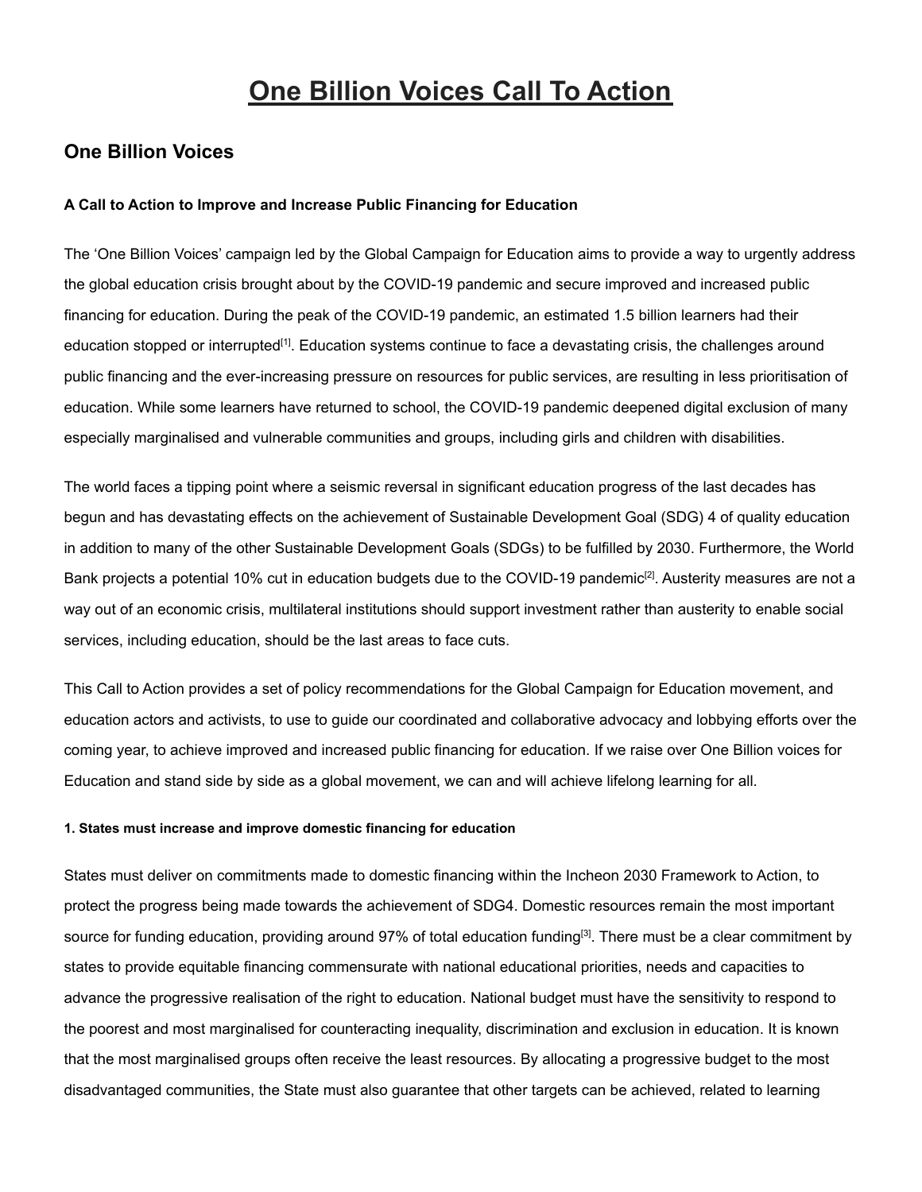# One Billion Voices Call To Action

## One Billion Voices

**A Call to Action to Improve and Increase Public Financing for Education**

The 'One Billion Voices' campaign led by the Global Campaign for Education aims to provide a way to urgently address the global education crisis brought about by the COVID-19 pandemic and secure improved and increased public financing for education. During the peak of the COVID-19 pandemic, an estimated 1.5 billion learners had their education stopped or interrupted[1]. Education systems continue to face a devastating crisis, the challenges around public financing and the ever-increasing pressure on resources for public services, are resulting in less prioritisation of education. While some learners have returned to school, the COVID-19 pandemic deepened digital exclusion of many especially marginalised and vulnerable communities and groups, including girls and children with disabilities.

The world faces a tipping point where a seismic reversal in significant education progress of the last decades has begun and has devastating effects on the achievement of Sustainable Development Goal (SDG) 4 of quality education in addition to many of the other Sustainable Development Goals (SDGs) to be fulfilled by 2030. Furthermore, the World Bank projects a potential 10% cut in education budgets due to the COVID-19 pandemic[2]. Austerity measures are not a way out of an economic crisis, multilateral institutions should support investment rather than austerity to enable social services, including education, should be the last areas to face cuts.

This Call to Action provides a set of policy recommendations for the Global Campaign for Education movement, and education actors and activists, to use to guide our coordinated and collaborative advocacy and lobbying efforts over the coming year, to achieve improved and increased public financing for education. If we raise over One Billion voices for Education and stand side by side as a global movement, we can and will achieve lifelong learning for all.

##### 1. States must increase and improve domestic financing for education

States must deliver on commitments made to domestic financing within the Incheon 2030 Framework to Action, to protect the progress being made towards the achievement of SDG4. Domestic resources remain the most important source for funding education, providing around 97% of total education funding[3]. There must be a clear commitment by states to provide equitable financing commensurate with national educational priorities, needs and capacities to advance the progressive realisation of the right to education. National budget must have the sensitivity to respond to the poorest and most marginalised for counteracting inequality, discrimination and exclusion in education. It is known that the most marginalised groups often receive the least resources. By allocating a progressive budget to the most disadvantaged communities, the State must also guarantee that other targets can be achieved, related to learning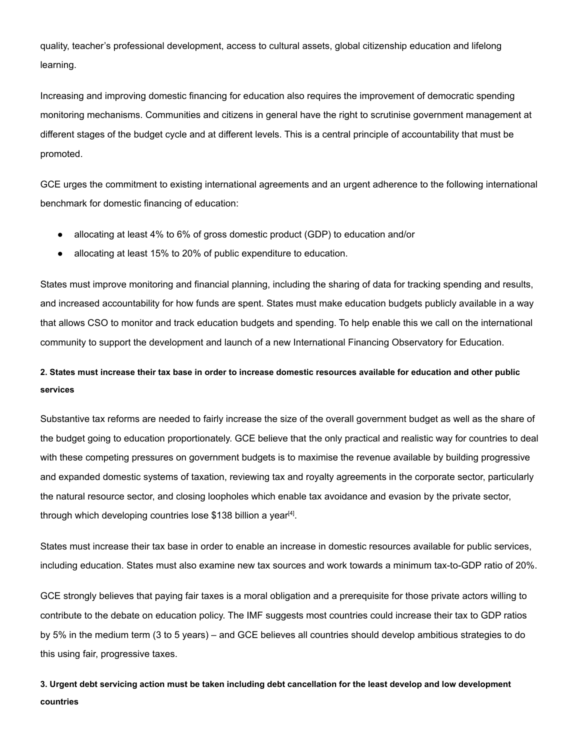quality, teacher's professional development, access to cultural assets, global citizenship education and lifelong learning.

Increasing and improving domestic financing for education also requires the improvement of democratic spending monitoring mechanisms. Communities and citizens in general have the right to scrutinise government management at different stages of the budget cycle and at different levels. This is a central principle of accountability that must be promoted.

GCE urges the commitment to existing international agreements and an urgent adherence to the following international benchmark for domestic financing of education:

- allocating at least 4% to 6% of gross domestic product (GDP) to education and/or
- allocating at least 15% to 20% of public expenditure to education.

States must improve monitoring and financial planning, including the sharing of data for tracking spending and results, and increased accountability for how funds are spent. States must make education budgets publicly available in a way that allows CSO to monitor and track education budgets and spending. To help enable this we call on the international community to support the development and launch of a new International Financing Observatory for Education.

#### 2. States must increase their tax base in order to increase domestic resources available for education and other public services

Substantive tax reforms are needed to fairly increase the size of the overall government budget as well as the share of the budget going to education proportionately. GCE believe that the only practical and realistic way for countries to deal with these competing pressures on government budgets is to maximise the revenue available by building progressive and expanded domestic systems of taxation, reviewing tax and royalty agreements in the corporate sector, particularly the natural resource sector, and closing loopholes which enable tax avoidance and evasion by the private sector, through which developing countries lose $138 billion a year[4].

States must increase their tax base in order to enable an increase in domestic resources available for public services, including education. States must also examine new tax sources and work towards a minimum tax-to-GDP ratio of 20%.

GCE strongly believes that paying fair taxes is a moral obligation and a prerequisite for those private actors willing to contribute to the debate on education policy. The IMF suggests most countries could increase their tax to GDP ratios by 5% in the medium term (3 to 5 years) – and GCE believes all countries should develop ambitious strategies to do this using fair, progressive taxes.

#### 3. Urgent debt servicing action must be taken including debt cancellation for the least develop and low development countries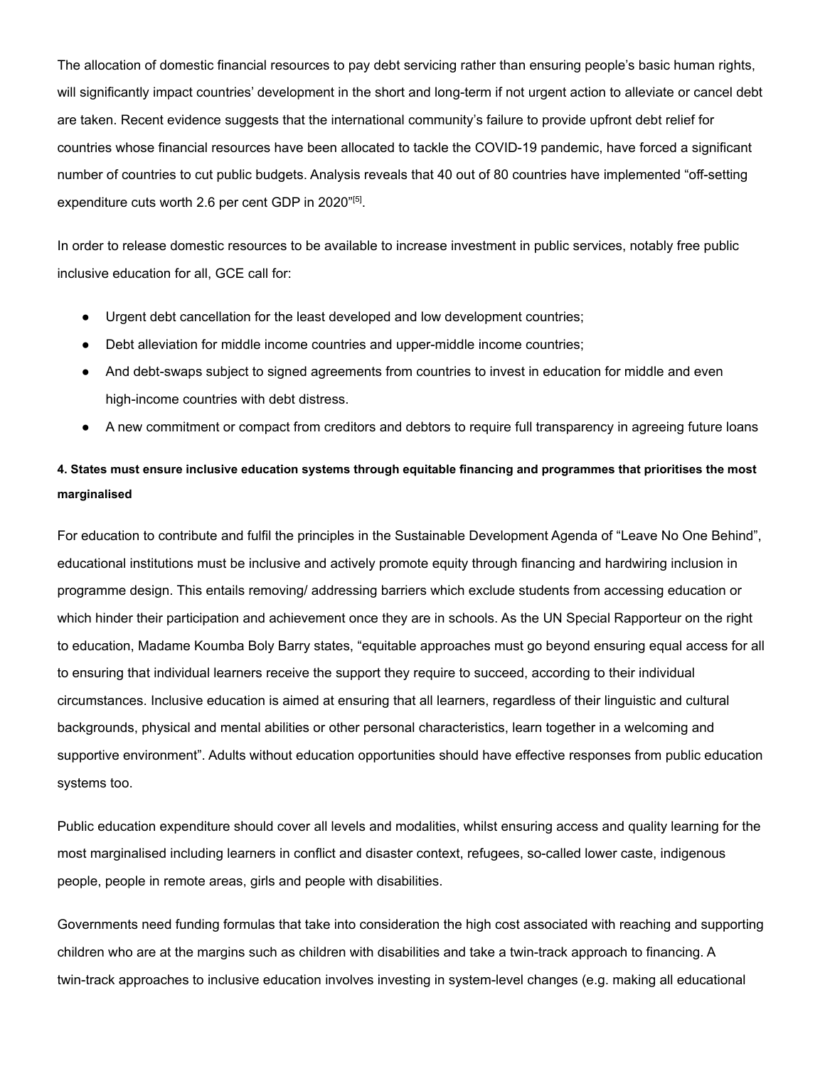The allocation of domestic financial resources to pay debt servicing rather than ensuring people's basic human rights, will significantly impact countries' development in the short and long-term if not urgent action to alleviate or cancel debt are taken. Recent evidence suggests that the international community's failure to provide upfront debt relief for countries whose financial resources have been allocated to tackle the COVID-19 pandemic, have forced a significant number of countries to cut public budgets. Analysis reveals that 40 out of 80 countries have implemented "off-setting expenditure cuts worth 2.6 per cent GDP in 2020"[5].

In order to release domestic resources to be available to increase investment in public services, notably free public inclusive education for all, GCE call for:

- Urgent debt cancellation for the least developed and low development countries;
- Debt alleviation for middle income countries and upper-middle income countries;
- And debt-swaps subject to signed agreements from countries to invest in education for middle and even high-income countries with debt distress.
- A new commitment or compact from creditors and debtors to require full transparency in agreeing future loans

#### 4. States must ensure inclusive education systems through equitable financing and programmes that prioritises the most marginalised

For education to contribute and fulfil the principles in the Sustainable Development Agenda of "Leave No One Behind", educational institutions must be inclusive and actively promote equity through financing and hardwiring inclusion in programme design. This entails removing/ addressing barriers which exclude students from accessing education or which hinder their participation and achievement once they are in schools. As the UN Special Rapporteur on the right to education, Madame Koumba Boly Barry states, "equitable approaches must go beyond ensuring equal access for all to ensuring that individual learners receive the support they require to succeed, according to their individual circumstances. Inclusive education is aimed at ensuring that all learners, regardless of their linguistic and cultural backgrounds, physical and mental abilities or other personal characteristics, learn together in a welcoming and supportive environment". Adults without education opportunities should have effective responses from public education systems too.

Public education expenditure should cover all levels and modalities, whilst ensuring access and quality learning for the most marginalised including learners in conflict and disaster context, refugees, so-called lower caste, indigenous people, people in remote areas, girls and people with disabilities.

Governments need funding formulas that take into consideration the high cost associated with reaching and supporting children who are at the margins such as children with disabilities and take a twin-track approach to financing. A twin-track approaches to inclusive education involves investing in system-level changes (e.g. making all educational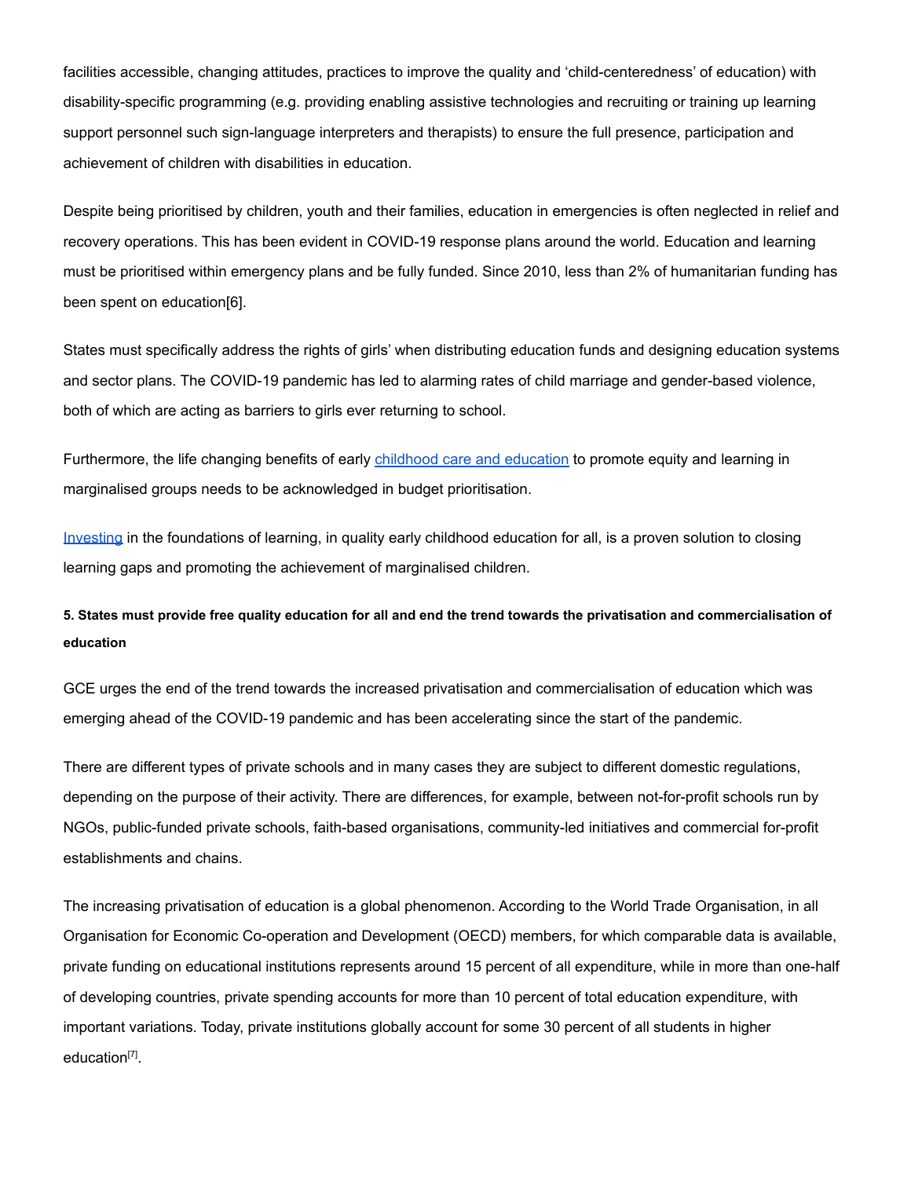facilities accessible, changing attitudes, practices to improve the quality and 'child-centeredness' of education) with disability-specific programming (e.g. providing enabling assistive technologies and recruiting or training up learning support personnel such sign-language interpreters and therapists) to ensure the full presence, participation and achievement of children with disabilities in education.

Despite being prioritised by children, youth and their families, education in emergencies is often neglected in relief and recovery operations. This has been evident in COVID-19 response plans around the world. Education and learning must be prioritised within emergency plans and be fully funded. Since 2010, less than 2% of humanitarian funding has been spent on education[6].

States must specifically address the rights of girls' when distributing education funds and designing education systems and sector plans. The COVID-19 pandemic has led to alarming rates of child marriage and gender-based violence, both of which are acting as barriers to girls ever returning to school.

Furthermore, the life changing benefits of early childhood care and education to promote equity and learning in marginalised groups needs to be acknowledged in budget prioritisation.

Investing in the foundations of learning, in quality early childhood education for all, is a proven solution to closing learning gaps and promoting the achievement of marginalised children.

**5. States must provide free quality education for all and end the trend towards the privatisation and commercialisation of education**

GCE urges the end of the trend towards the increased privatisation and commercialisation of education which was emerging ahead of the COVID-19 pandemic and has been accelerating since the start of the pandemic.

There are different types of private schools and in many cases they are subject to different domestic regulations, depending on the purpose of their activity. There are differences, for example, between not-for-profit schools run by NGOs, public-funded private schools, faith-based organisations, community-led initiatives and commercial for-profit establishments and chains.

The increasing privatisation of education is a global phenomenon. According to the World Trade Organisation, in all Organisation for Economic Co-operation and Development (OECD) members, for which comparable data is available, private funding on educational institutions represents around 15 percent of all expenditure, while in more than one-half of developing countries, private spending accounts for more than 10 percent of total education expenditure, with important variations. Today, private institutions globally account for some 30 percent of all students in higher education[7].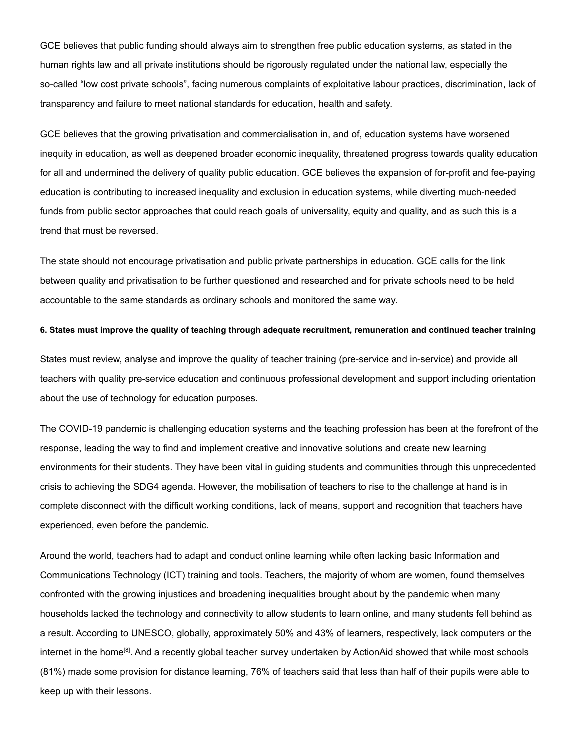GCE believes that public funding should always aim to strengthen free public education systems, as stated in the human rights law and all private institutions should be rigorously regulated under the national law, especially the so-called "low cost private schools", facing numerous complaints of exploitative labour practices, discrimination, lack of transparency and failure to meet national standards for education, health and safety.

GCE believes that the growing privatisation and commercialisation in, and of, education systems have worsened inequity in education, as well as deepened broader economic inequality, threatened progress towards quality education for all and undermined the delivery of quality public education. GCE believes the expansion of for-profit and fee-paying education is contributing to increased inequality and exclusion in education systems, while diverting much-needed funds from public sector approaches that could reach goals of universality, equity and quality, and as such this is a trend that must be reversed.

The state should not encourage privatisation and public private partnerships in education. GCE calls for the link between quality and privatisation to be further questioned and researched and for private schools need to be held accountable to the same standards as ordinary schools and monitored the same way.

#### 6. States must improve the quality of teaching through adequate recruitment, remuneration and continued teacher training

States must review, analyse and improve the quality of teacher training (pre-service and in-service) and provide all teachers with quality pre-service education and continuous professional development and support including orientation about the use of technology for education purposes.

The COVID-19 pandemic is challenging education systems and the teaching profession has been at the forefront of the response, leading the way to find and implement creative and innovative solutions and create new learning environments for their students. They have been vital in guiding students and communities through this unprecedented crisis to achieving the SDG4 agenda. However, the mobilisation of teachers to rise to the challenge at hand is in complete disconnect with the difficult working conditions, lack of means, support and recognition that teachers have experienced, even before the pandemic.

Around the world, teachers had to adapt and conduct online learning while often lacking basic Information and Communications Technology (ICT) training and tools. Teachers, the majority of whom are women, found themselves confronted with the growing injustices and broadening inequalities brought about by the pandemic when many households lacked the technology and connectivity to allow students to learn online, and many students fell behind as a result. According to UNESCO, globally, approximately 50% and 43% of learners, respectively, lack computers or the internet in the home[8]. And a recently global teacher survey undertaken by ActionAid showed that while most schools (81%) made some provision for distance learning, 76% of teachers said that less than half of their pupils were able to keep up with their lessons.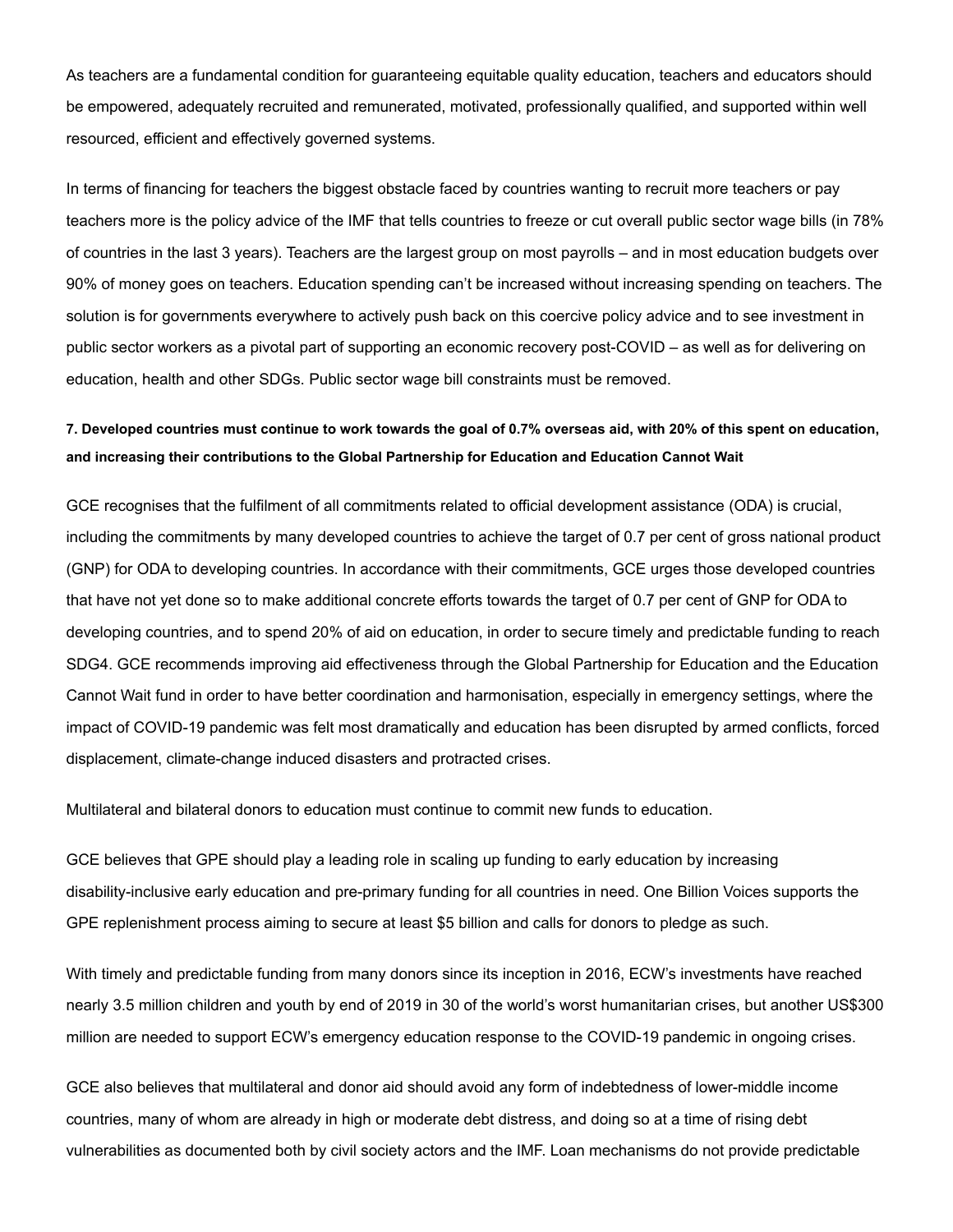As teachers are a fundamental condition for guaranteeing equitable quality education, teachers and educators should be empowered, adequately recruited and remunerated, motivated, professionally qualified, and supported within well resourced, efficient and effectively governed systems.

In terms of financing for teachers the biggest obstacle faced by countries wanting to recruit more teachers or pay teachers more is the policy advice of the IMF that tells countries to freeze or cut overall public sector wage bills (in 78% of countries in the last 3 years). Teachers are the largest group on most payrolls – and in most education budgets over 90% of money goes on teachers. Education spending can't be increased without increasing spending on teachers. The solution is for governments everywhere to actively push back on this coercive policy advice and to see investment in public sector workers as a pivotal part of supporting an economic recovery post-COVID – as well as for delivering on education, health and other SDGs. Public sector wage bill constraints must be removed.

**7. Developed countries must continue to work towards the goal of 0.7% overseas aid, with 20% of this spent on education, and increasing their contributions to the Global Partnership for Education and Education Cannot Wait**

GCE recognises that the fulfilment of all commitments related to official development assistance (ODA) is crucial, including the commitments by many developed countries to achieve the target of 0.7 per cent of gross national product (GNP) for ODA to developing countries. In accordance with their commitments, GCE urges those developed countries that have not yet done so to make additional concrete efforts towards the target of 0.7 per cent of GNP for ODA to developing countries, and to spend 20% of aid on education, in order to secure timely and predictable funding to reach SDG4. GCE recommends improving aid effectiveness through the Global Partnership for Education and the Education Cannot Wait fund in order to have better coordination and harmonisation, especially in emergency settings, where the impact of COVID-19 pandemic was felt most dramatically and education has been disrupted by armed conflicts, forced displacement, climate-change induced disasters and protracted crises.

Multilateral and bilateral donors to education must continue to commit new funds to education.

GCE believes that GPE should play a leading role in scaling up funding to early education by increasing disability-inclusive early education and pre-primary funding for all countries in need. One Billion Voices supports the GPE replenishment process aiming to secure at least $5 billion and calls for donors to pledge as such.

With timely and predictable funding from many donors since its inception in 2016, ECW's investments have reached nearly 3.5 million children and youth by end of 2019 in 30 of the world's worst humanitarian crises, but another US$300 million are needed to support ECW's emergency education response to the COVID-19 pandemic in ongoing crises.

GCE also believes that multilateral and donor aid should avoid any form of indebtedness of lower-middle income countries, many of whom are already in high or moderate debt distress, and doing so at a time of rising debt vulnerabilities as documented both by civil society actors and the IMF. Loan mechanisms do not provide predictable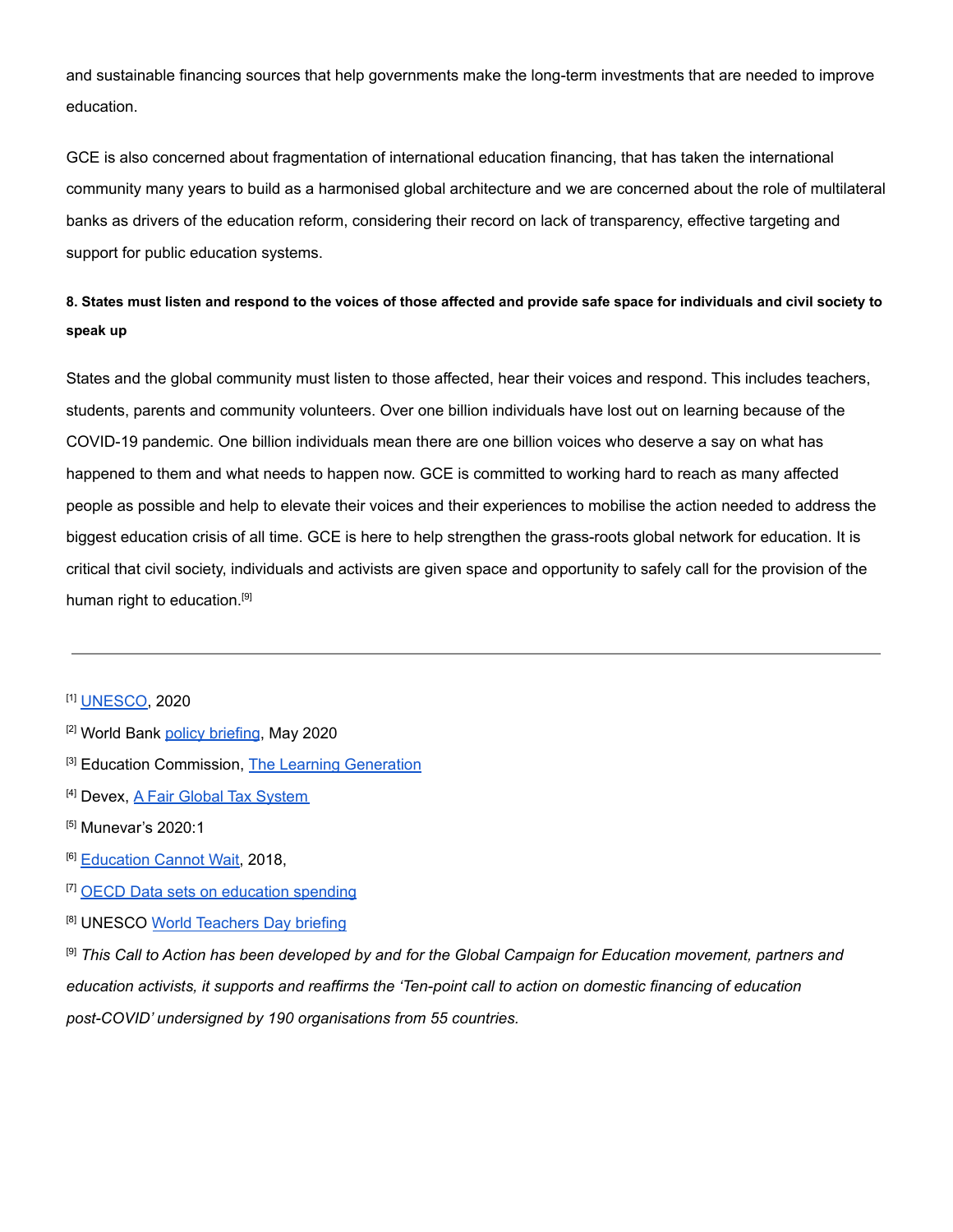and sustainable financing sources that help governments make the long-term investments that are needed to improve education.

GCE is also concerned about fragmentation of international education financing, that has taken the international community many years to build as a harmonised global architecture and we are concerned about the role of multilateral banks as drivers of the education reform, considering their record on lack of transparency, effective targeting and support for public education systems.

**8. States must listen and respond to the voices of those affected and provide safe space for individuals and civil society to speak up**

States and the global community must listen to those affected, hear their voices and respond. This includes teachers, students, parents and community volunteers. Over one billion individuals have lost out on learning because of the COVID-19 pandemic. One billion individuals mean there are one billion voices who deserve a say on what has happened to them and what needs to happen now. GCE is committed to working hard to reach as many affected people as possible and help to elevate their voices and their experiences to mobilise the action needed to address the biggest education crisis of all time. GCE is here to help strengthen the grass-roots global network for education. It is critical that civil society, individuals and activists are given space and opportunity to safely call for the provision of the human right to education.[9]

---

[1] UNESCO, 2020

[2] World Bank policy briefing, May 2020

[3] Education Commission, The Learning Generation

[4] Devex, A Fair Global Tax System

[5] Munevar's 2020:1

[6] Education Cannot Wait, 2018,

[7] OECD Data sets on education spending

[8] UNESCO World Teachers Day briefing

[9] *This Call to Action has been developed by and for the Global Campaign for Education movement, partners and education activists, it supports and reaffirms the 'Ten-point call to action on domestic financing of education post-COVID' undersigned by 190 organisations from 55 countries.*